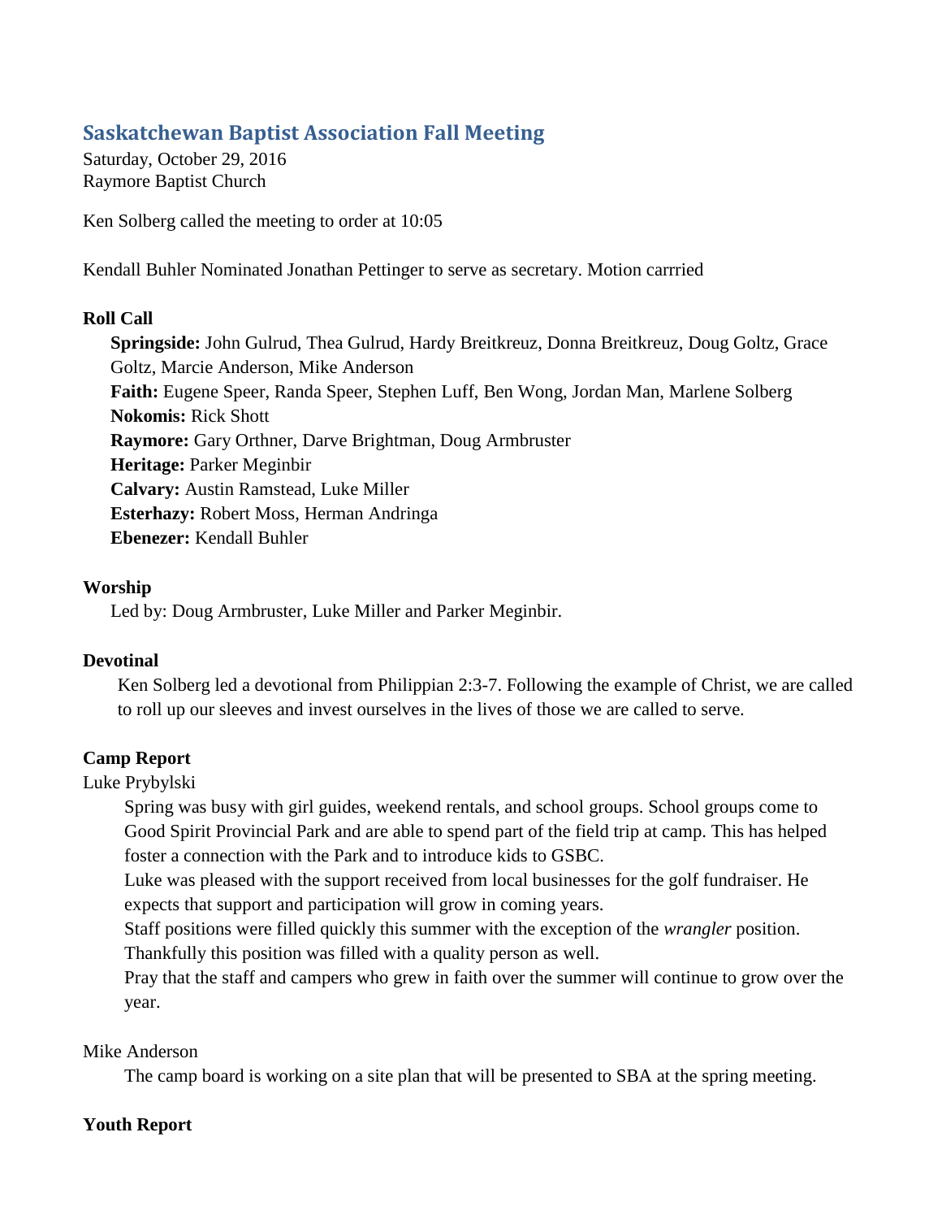# Saskatchewan Baptist Association Fall Meeting

Saturday, October 29, 2016
Raymore Baptist Church

Ken Solberg called the meeting to order at 10:05

Kendall Buhler Nominated Jonathan Pettinger to serve as secretary. Motion carrried

**Roll Call**

**Springside:** John Gulrud, Thea Gulrud, Hardy Breitkreuz, Donna Breitkreuz, Doug Goltz, Grace Goltz, Marcie Anderson, Mike Anderson
**Faith:** Eugene Speer, Randa Speer, Stephen Luff, Ben Wong, Jordan Man, Marlene Solberg
**Nokomis:** Rick Shott
**Raymore:** Gary Orthner, Darve Brightman, Doug Armbruster
**Heritage:** Parker Meginbir
**Calvary:** Austin Ramstead, Luke Miller
**Esterhazy:** Robert Moss, Herman Andringa
**Ebenezer:** Kendall Buhler

**Worship**

Led by: Doug Armbruster, Luke Miller and Parker Meginbir.

**Devotinal**

Ken Solberg led a devotional from Philippian 2:3-7. Following the example of Christ, we are called to roll up our sleeves and invest ourselves in the lives of those we are called to serve.

**Camp Report**

Luke Prybylski

Spring was busy with girl guides, weekend rentals, and school groups. School groups come to Good Spirit Provincial Park and are able to spend part of the field trip at camp. This has helped foster a connection with the Park and to introduce kids to GSBC.

Luke was pleased with the support received from local businesses for the golf fundraiser. He expects that support and participation will grow in coming years.

Staff positions were filled quickly this summer with the exception of the *wrangler* position. Thankfully this position was filled with a quality person as well.

Pray that the staff and campers who grew in faith over the summer will continue to grow over the year.

Mike Anderson

The camp board is working on a site plan that will be presented to SBA at the spring meeting.

**Youth Report**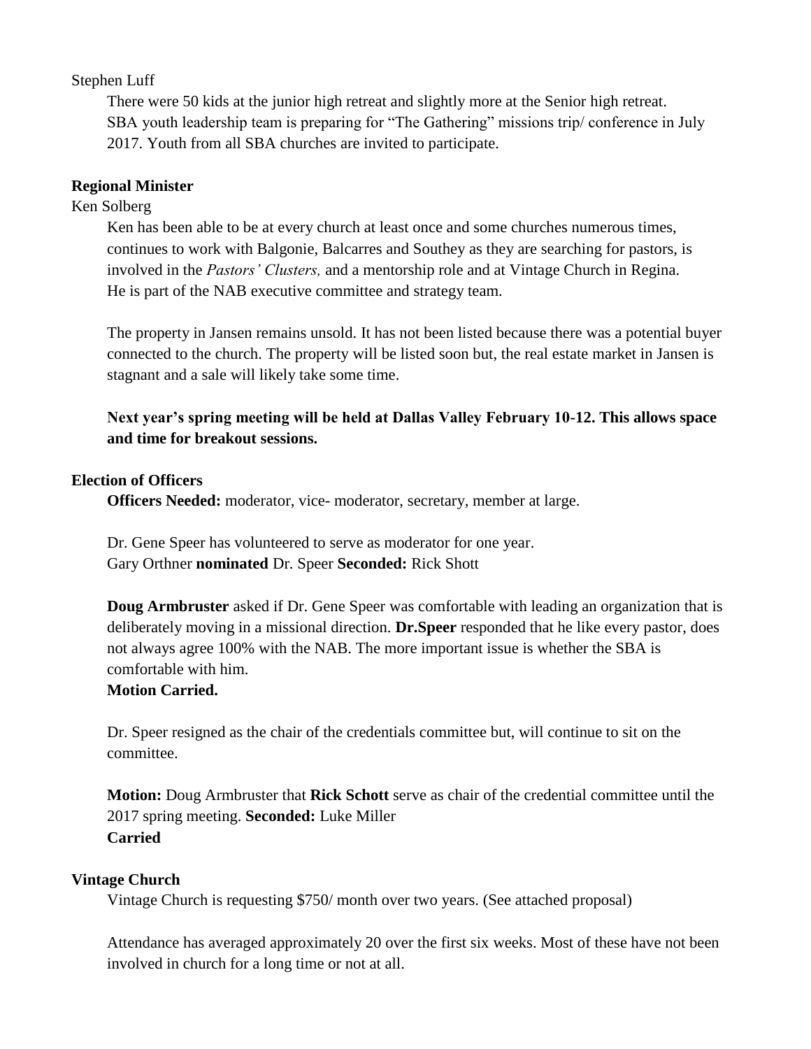Stephen Luff

There were 50 kids at the junior high retreat and slightly more at the Senior high retreat. SBA youth leadership team is preparing for "The Gathering" missions trip/ conference in July 2017. Youth from all SBA churches are invited to participate.

**Regional Minister**

Ken Solberg

Ken has been able to be at every church at least once and some churches numerous times, continues to work with Balgonie, Balcarres and Southey as they are searching for pastors, is involved in the *Pastors' Clusters,* and a mentorship role and at Vintage Church in Regina. He is part of the NAB executive committee and strategy team.

The property in Jansen remains unsold. It has not been listed because there was a potential buyer connected to the church. The property will be listed soon but, the real estate market in Jansen is stagnant and a sale will likely take some time.

**Next year's spring meeting will be held at Dallas Valley February 10-12. This allows space and time for breakout sessions.**

**Election of Officers**

**Officers Needed:** moderator, vice- moderator, secretary, member at large.

Dr. Gene Speer has volunteered to serve as moderator for one year.
Gary Orthner **nominated** Dr. Speer **Seconded:** Rick Shott

**Doug Armbruster** asked if Dr. Gene Speer was comfortable with leading an organization that is deliberately moving in a missional direction. **Dr.Speer** responded that he like every pastor, does not always agree 100% with the NAB. The more important issue is whether the SBA is comfortable with him.
**Motion Carried.**

Dr. Speer resigned as the chair of the credentials committee but, will continue to sit on the committee.

**Motion:** Doug Armbruster that **Rick Schott** serve as chair of the credential committee until the 2017 spring meeting. **Seconded:** Luke Miller
**Carried**

**Vintage Church**

Vintage Church is requesting $750/ month over two years. (See attached proposal)

Attendance has averaged approximately 20 over the first six weeks. Most of these have not been involved in church for a long time or not at all.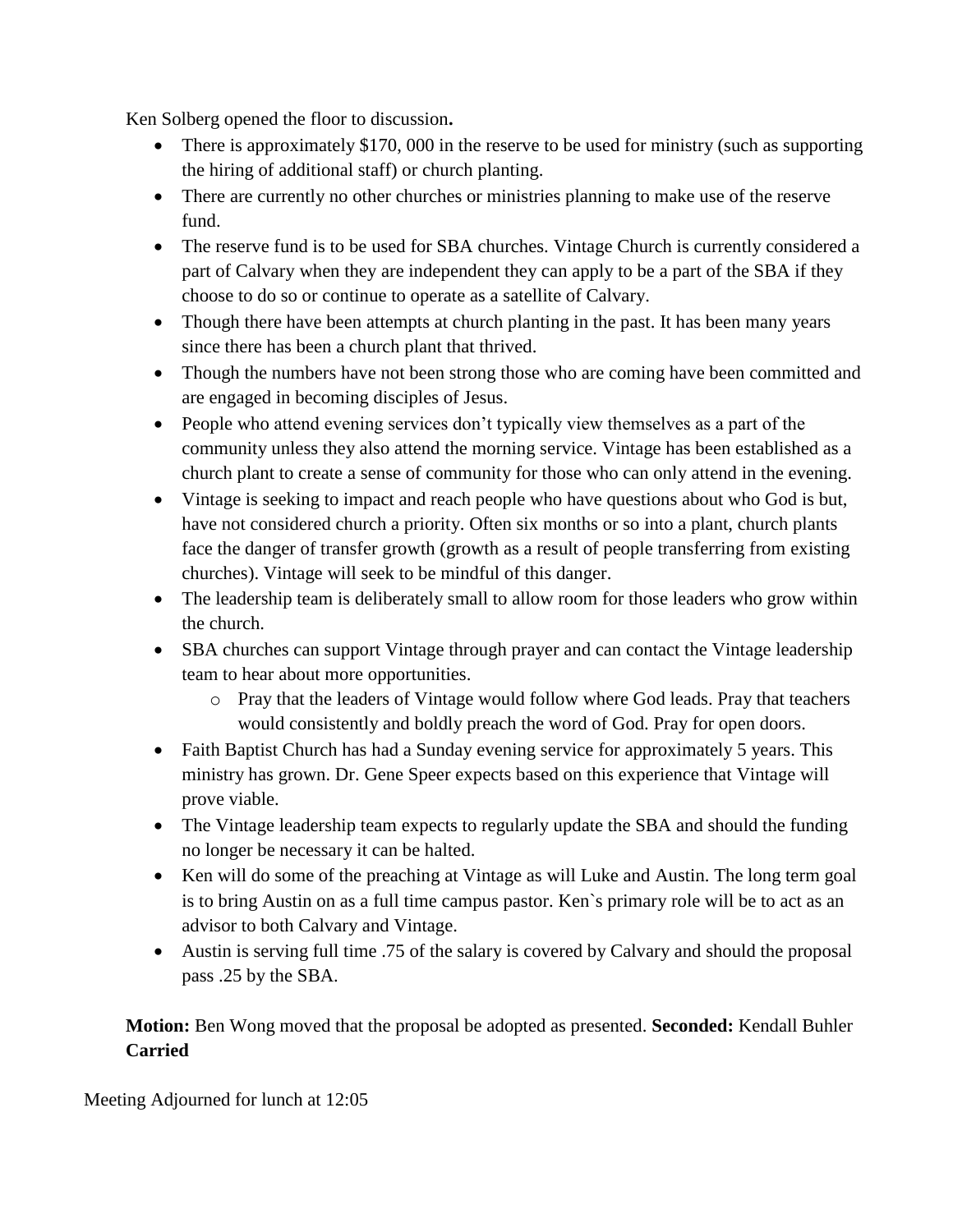Ken Solberg opened the floor to discussion**.**

- There is approximately $170, 000 in the reserve to be used for ministry (such as supporting the hiring of additional staff) or church planting.
- There are currently no other churches or ministries planning to make use of the reserve fund.
- The reserve fund is to be used for SBA churches. Vintage Church is currently considered a part of Calvary when they are independent they can apply to be a part of the SBA if they choose to do so or continue to operate as a satellite of Calvary.
- Though there have been attempts at church planting in the past. It has been many years since there has been a church plant that thrived.
- Though the numbers have not been strong those who are coming have been committed and are engaged in becoming disciples of Jesus.
- People who attend evening services don't typically view themselves as a part of the community unless they also attend the morning service. Vintage has been established as a church plant to create a sense of community for those who can only attend in the evening.
- Vintage is seeking to impact and reach people who have questions about who God is but, have not considered church a priority. Often six months or so into a plant, church plants face the danger of transfer growth (growth as a result of people transferring from existing churches). Vintage will seek to be mindful of this danger.
- The leadership team is deliberately small to allow room for those leaders who grow within the church.
- SBA churches can support Vintage through prayer and can contact the Vintage leadership team to hear about more opportunities.
    - Pray that the leaders of Vintage would follow where God leads. Pray that teachers would consistently and boldly preach the word of God. Pray for open doors.
- Faith Baptist Church has had a Sunday evening service for approximately 5 years. This ministry has grown. Dr. Gene Speer expects based on this experience that Vintage will prove viable.
- The Vintage leadership team expects to regularly update the SBA and should the funding no longer be necessary it can be halted.
- Ken will do some of the preaching at Vintage as will Luke and Austin. The long term goal is to bring Austin on as a full time campus pastor. Ken`s primary role will be to act as an advisor to both Calvary and Vintage.
- Austin is serving full time .75 of the salary is covered by Calvary and should the proposal pass .25 by the SBA.

**Motion:** Ben Wong moved that the proposal be adopted as presented. **Seconded:** Kendall Buhler **Carried**

Meeting Adjourned for lunch at 12:05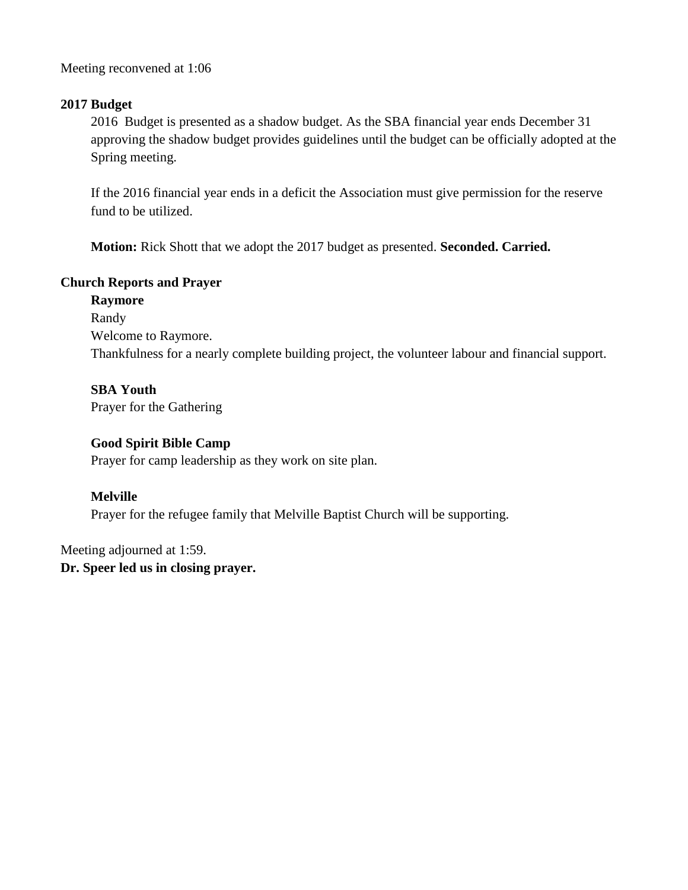Meeting reconvened at 1:06

**2017 Budget**

2016 Budget is presented as a shadow budget. As the SBA financial year ends December 31 approving the shadow budget provides guidelines until the budget can be officially adopted at the Spring meeting.

If the 2016 financial year ends in a deficit the Association must give permission for the reserve fund to be utilized.

**Motion:** Rick Shott that we adopt the 2017 budget as presented. **Seconded. Carried.**

**Church Reports and Prayer**

**Raymore**
Randy
Welcome to Raymore.
Thankfulness for a nearly complete building project, the volunteer labour and financial support.

**SBA Youth**
Prayer for the Gathering

**Good Spirit Bible Camp**
Prayer for camp leadership as they work on site plan.

**Melville**
Prayer for the refugee family that Melville Baptist Church will be supporting.

Meeting adjourned at 1:59.
**Dr. Speer led us in closing prayer.**